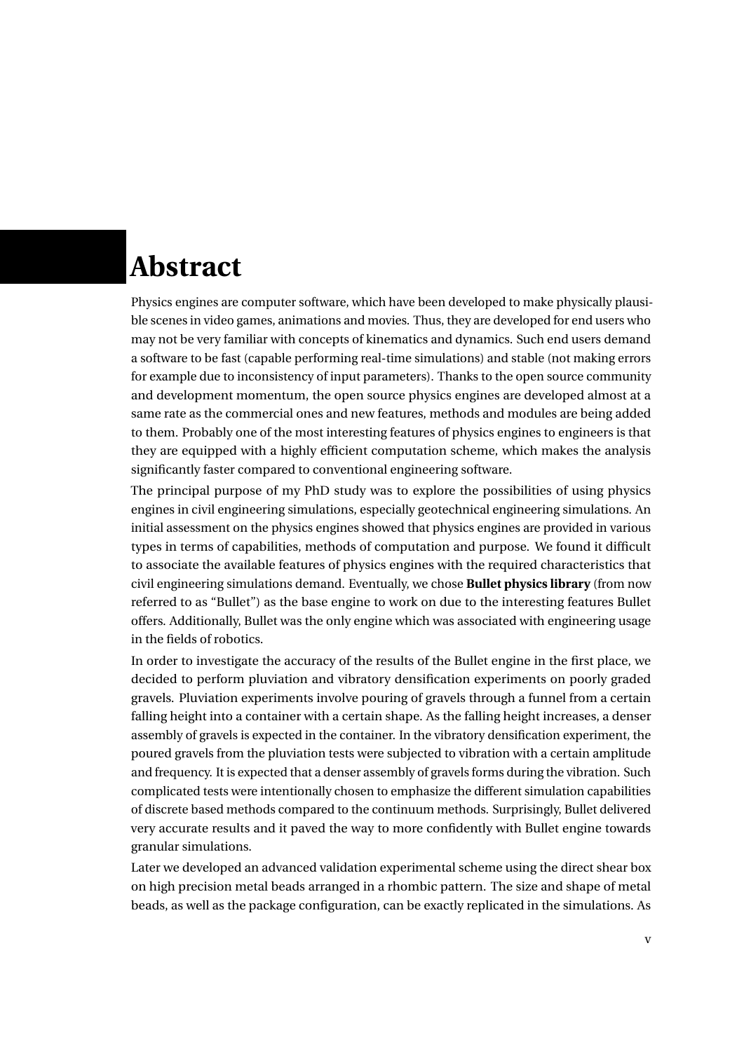# Abstract

Physics engines are computer software, which have been developed to make physically plausible scenes in video games, animations and movies. Thus, they are developed for end users who may not be very familiar with concepts of kinematics and dynamics. Such end users demand a software to be fast (capable performing real-time simulations) and stable (not making errors for example due to inconsistency of input parameters). Thanks to the open source community and development momentum, the open source physics engines are developed almost at a same rate as the commercial ones and new features, methods and modules are being added to them. Probably one of the most interesting features of physics engines to engineers is that they are equipped with a highly efficient computation scheme, which makes the analysis significantly faster compared to conventional engineering software.

The principal purpose of my PhD study was to explore the possibilities of using physics engines in civil engineering simulations, especially geotechnical engineering simulations. An initial assessment on the physics engines showed that physics engines are provided in various types in terms of capabilities, methods of computation and purpose. We found it difficult to associate the available features of physics engines with the required characteristics that civil engineering simulations demand. Eventually, we chose **Bullet physics library** (from now referred to as "Bullet") as the base engine to work on due to the interesting features Bullet offers. Additionally, Bullet was the only engine which was associated with engineering usage in the fields of robotics.

In order to investigate the accuracy of the results of the Bullet engine in the first place, we decided to perform pluviation and vibratory densification experiments on poorly graded gravels. Pluviation experiments involve pouring of gravels through a funnel from a certain falling height into a container with a certain shape. As the falling height increases, a denser assembly of gravels is expected in the container. In the vibratory densification experiment, the poured gravels from the pluviation tests were subjected to vibration with a certain amplitude and frequency. It is expected that a denser assembly of gravels forms during the vibration. Such complicated tests were intentionally chosen to emphasize the different simulation capabilities of discrete based methods compared to the continuum methods. Surprisingly, Bullet delivered very accurate results and it paved the way to more confidently with Bullet engine towards granular simulations.

Later we developed an advanced validation experimental scheme using the direct shear box on high precision metal beads arranged in a rhombic pattern. The size and shape of metal beads, as well as the package configuration, can be exactly replicated in the simulations. As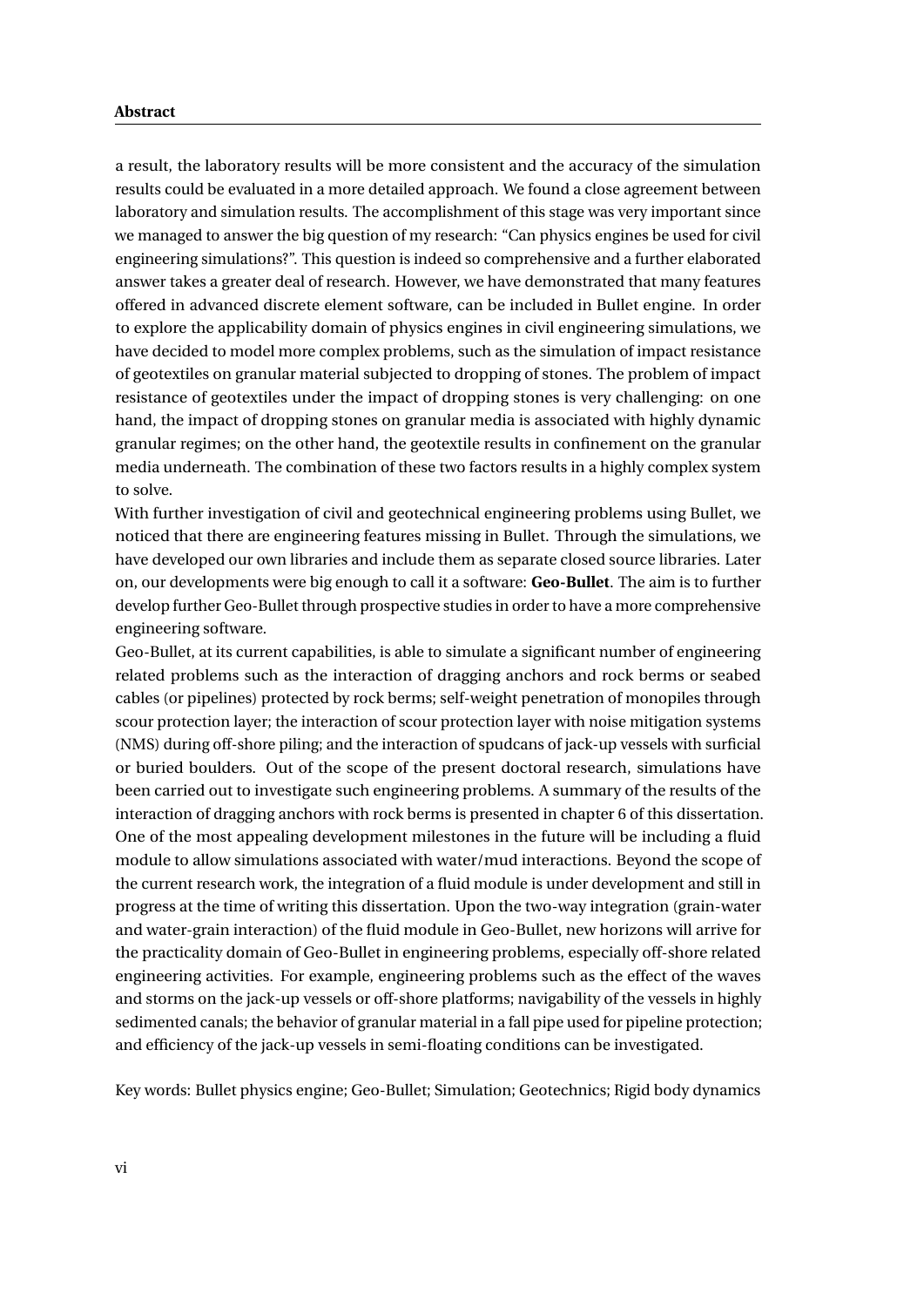a result, the laboratory results will be more consistent and the accuracy of the simulation results could be evaluated in a more detailed approach. We found a close agreement between laboratory and simulation results. The accomplishment of this stage was very important since we managed to answer the big question of my research: “Can physics engines be used for civil engineering simulations?”. This question is indeed so comprehensive and a further elaborated answer takes a greater deal of research. However, we have demonstrated that many features offered in advanced discrete element software, can be included in Bullet engine. In order to explore the applicability domain of physics engines in civil engineering simulations, we have decided to model more complex problems, such as the simulation of impact resistance of geotextiles on granular material subjected to dropping of stones. The problem of impact resistance of geotextiles under the impact of dropping stones is very challenging: on one hand, the impact of dropping stones on granular media is associated with highly dynamic granular regimes; on the other hand, the geotextile results in confinement on the granular media underneath. The combination of these two factors results in a highly complex system to solve.

With further investigation of civil and geotechnical engineering problems using Bullet, we noticed that there are engineering features missing in Bullet. Through the simulations, we have developed our own libraries and include them as separate closed source libraries. Later on, our developments were big enough to call it a software: **Geo-Bullet**. The aim is to further develop further Geo-Bullet through prospective studies in order to have a more comprehensive engineering software.

Geo-Bullet, at its current capabilities, is able to simulate a significant number of engineering related problems such as the interaction of dragging anchors and rock berms or seabed cables (or pipelines) protected by rock berms; self-weight penetration of monopiles through scour protection layer; the interaction of scour protection layer with noise mitigation systems (NMS) during off-shore piling; and the interaction of spudcans of jack-up vessels with surficial or buried boulders. Out of the scope of the present doctoral research, simulations have been carried out to investigate such engineering problems. A summary of the results of the interaction of dragging anchors with rock berms is presented in chapter 6 of this dissertation. One of the most appealing development milestones in the future will be including a fluid module to allow simulations associated with water/mud interactions. Beyond the scope of the current research work, the integration of a fluid module is under development and still in progress at the time of writing this dissertation. Upon the two-way integration (grain-water and water-grain interaction) of the fluid module in Geo-Bullet, new horizons will arrive for the practicality domain of Geo-Bullet in engineering problems, especially off-shore related engineering activities. For example, engineering problems such as the effect of the waves and storms on the jack-up vessels or off-shore platforms; navigability of the vessels in highly sedimented canals; the behavior of granular material in a fall pipe used for pipeline protection; and efficiency of the jack-up vessels in semi-floating conditions can be investigated.

Key words: Bullet physics engine; Geo-Bullet; Simulation; Geotechnics; Rigid body dynamics